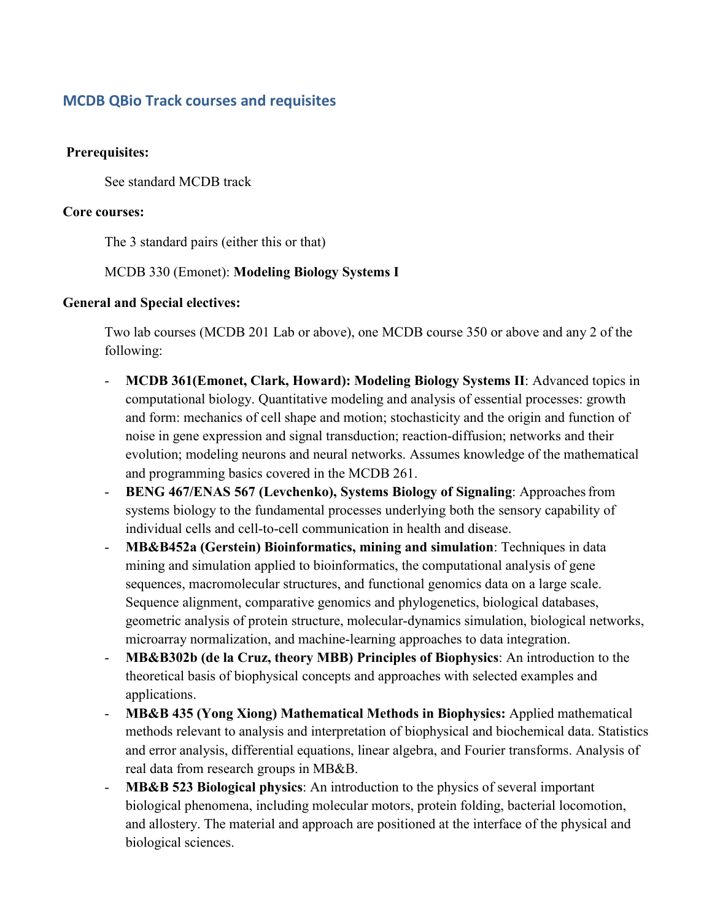## MCDB QBio Track courses and requisites

**Prerequisites:**

See standard MCDB track

**Core courses:**

The 3 standard pairs (either this or that)

MCDB 330 (Emonet): **Modeling Biology Systems I**

**General and Special electives:**

Two lab courses (MCDB 201 Lab or above), one MCDB course 350 or above and any 2 of the following:

- **MCDB 361(Emonet, Clark, Howard): Modeling Biology Systems II**: Advanced topics in computational biology. Quantitative modeling and analysis of essential processes: growth and form: mechanics of cell shape and motion; stochasticity and the origin and function of noise in gene expression and signal transduction; reaction-diffusion; networks and their evolution; modeling neurons and neural networks. Assumes knowledge of the mathematical and programming basics covered in the MCDB 261.
- **BENG 467/ENAS 567 (Levchenko), Systems Biology of Signaling**: Approaches from systems biology to the fundamental processes underlying both the sensory capability of individual cells and cell-to-cell communication in health and disease.
- **MB&B452a (Gerstein) Bioinformatics, mining and simulation**: Techniques in data mining and simulation applied to bioinformatics, the computational analysis of gene sequences, macromolecular structures, and functional genomics data on a large scale. Sequence alignment, comparative genomics and phylogenetics, biological databases, geometric analysis of protein structure, molecular-dynamics simulation, biological networks, microarray normalization, and machine-learning approaches to data integration.
- **MB&B302b (de la Cruz, theory MBB) Principles of Biophysics**: An introduction to the theoretical basis of biophysical concepts and approaches with selected examples and applications.
- **MB&B 435 (Yong Xiong) Mathematical Methods in Biophysics:** Applied mathematical methods relevant to analysis and interpretation of biophysical and biochemical data. Statistics and error analysis, differential equations, linear algebra, and Fourier transforms. Analysis of real data from research groups in MB&B.
- **MB&B 523 Biological physics**: An introduction to the physics of several important biological phenomena, including molecular motors, protein folding, bacterial locomotion, and allostery. The material and approach are positioned at the interface of the physical and biological sciences.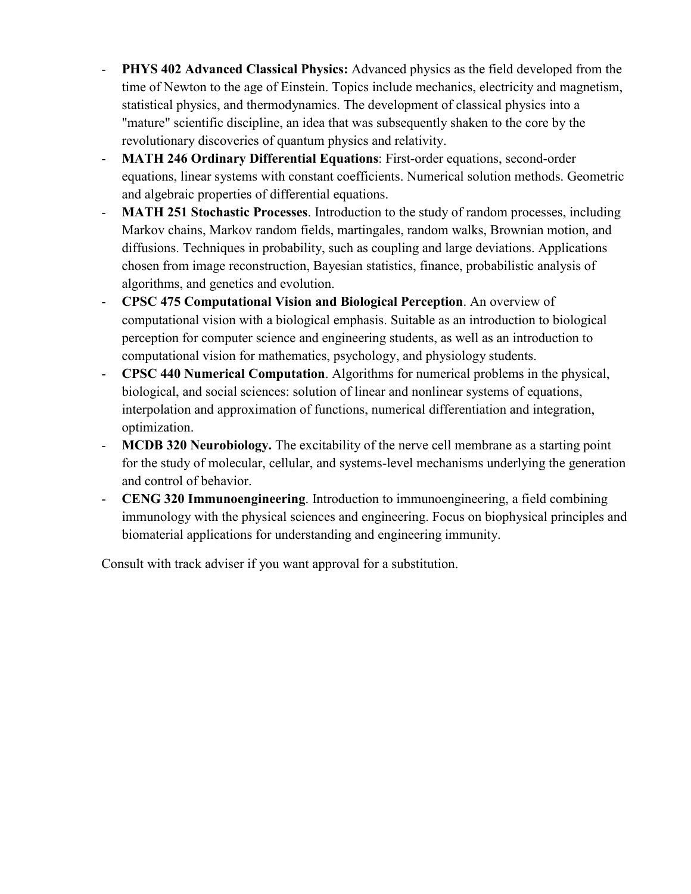- **PHYS 402 Advanced Classical Physics:** Advanced physics as the field developed from the time of Newton to the age of Einstein. Topics include mechanics, electricity and magnetism, statistical physics, and thermodynamics. The development of classical physics into a "mature" scientific discipline, an idea that was subsequently shaken to the core by the revolutionary discoveries of quantum physics and relativity.
- **MATH 246 Ordinary Differential Equations**: First-order equations, second-order equations, linear systems with constant coefficients. Numerical solution methods. Geometric and algebraic properties of differential equations.
- **MATH 251 Stochastic Processes**. Introduction to the study of random processes, including Markov chains, Markov random fields, martingales, random walks, Brownian motion, and diffusions. Techniques in probability, such as coupling and large deviations. Applications chosen from image reconstruction, Bayesian statistics, finance, probabilistic analysis of algorithms, and genetics and evolution.
- **CPSC 475 Computational Vision and Biological Perception**. An overview of computational vision with a biological emphasis. Suitable as an introduction to biological perception for computer science and engineering students, as well as an introduction to computational vision for mathematics, psychology, and physiology students.
- **CPSC 440 Numerical Computation**. Algorithms for numerical problems in the physical, biological, and social sciences: solution of linear and nonlinear systems of equations, interpolation and approximation of functions, numerical differentiation and integration, optimization.
- **MCDB 320 Neurobiology.** The excitability of the nerve cell membrane as a starting point for the study of molecular, cellular, and systems-level mechanisms underlying the generation and control of behavior.
- **CENG 320 Immunoengineering**. Introduction to immunoengineering, a field combining immunology with the physical sciences and engineering. Focus on biophysical principles and biomaterial applications for understanding and engineering immunity.

Consult with track adviser if you want approval for a substitution.